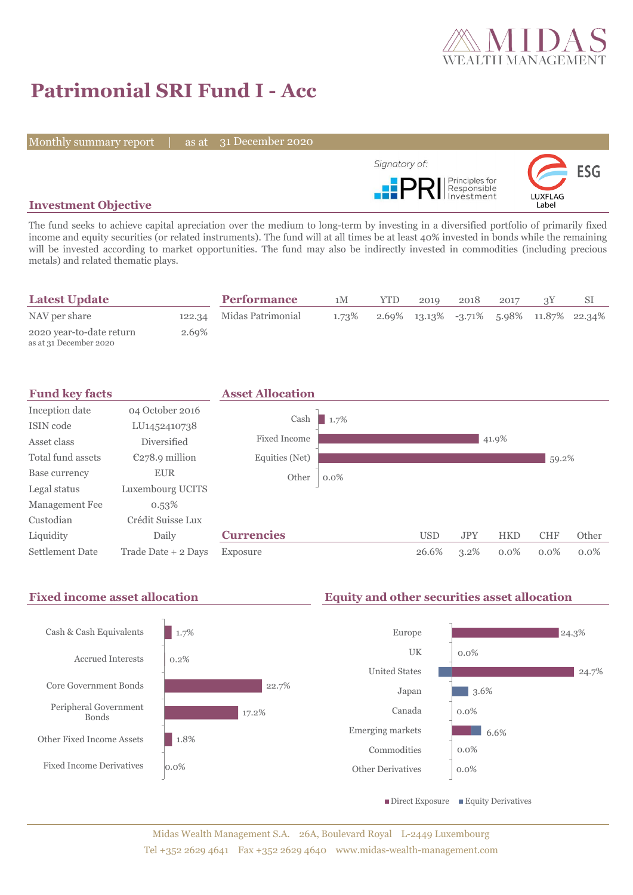# Patrimonial SRI Fund I - Acc

Monthly summary report | as at 31 December 2020

Signatory of: PRI Principles for Responsible Investment

LUXFLAG ESG Label

## Investment Objective

The fund seeks to achieve capital apreciation over the medium to long-term by investing in a diversified portfolio of primarily fixed income and equity securities (or related instruments). The fund will at all times be at least 40% invested in bonds while the remaining will be invested according to market opportunities. The fund may also be indirectly invested in commodities (including precious metals) and related thematic plays.

## Latest Update

| | |
|---|---|
| NAV per share | 122.34 |
| 2020 year-to-date return<br>as at 31 December 2020 | 2.69% |

## Performance

| Performance | 1M | YTD | 2019 | 2018 | 2017 | 3Y | SI |
|---|---|---|---|---|---|---|---|
| Midas Patrimonial | 1.73% | 2.69% | 13.13% | -3.71% | 5.98% | 11.87% | 22.34% |

## Fund key facts

| | |
|---|---|
| Inception date | 04 October 2016 |
| ISIN code | LU1452410738 |
| Asset class | Diversified |
| Total fund assets | €278.9 million |
| Base currency | EUR |
| Legal status | Luxembourg UCITS |
| Management Fee | 0.53% |
| Custodian | Crédit Suisse Lux |
| Liquidity | Daily |
| Settlement Date | Trade Date + 2 Days |

## Asset Allocation

| Asset | % |
|---|---|
| Cash | 1.7% |
| Fixed Income | 41.9% |
| Equities (Net) | 59.2% |
| Other | 0.0% |

## Currencies

| Currencies | USD | JPY | HKD | CHF | Other |
|---|---|---|---|---|---|
| Exposure | 26.6% | 3.2% | 0.0% | 0.0% | 0.0% |

## Fixed income asset allocation

| Category | % |
|---|---|
| Cash & Cash Equivalents | 1.7% |
| Accrued Interests | 0.2% |
| Core Government Bonds | 22.7% |
| Peripheral Government Bonds | 17.2% |
| Other Fixed Income Assets | 1.8% |
| Fixed Income Derivatives | 0.0% |

## Equity and other securities asset allocation

| Region | % |
|---|---|
| Europe | 24.3% |
| UK | 0.0% |
| United States | 24.7% |
| Japan | 3.6% |
| Canada | 0.0% |
| Emerging markets | 6.6% |
| Commodities | 0.0% |
| Other Derivatives | 0.0% |

■ Direct Exposure ■ Equity Derivatives

Midas Wealth Management S.A. 26A, Boulevard Royal L-2449 Luxembourg
Tel +352 2629 4641 Fax +352 2629 4640 www.midas-wealth-management.com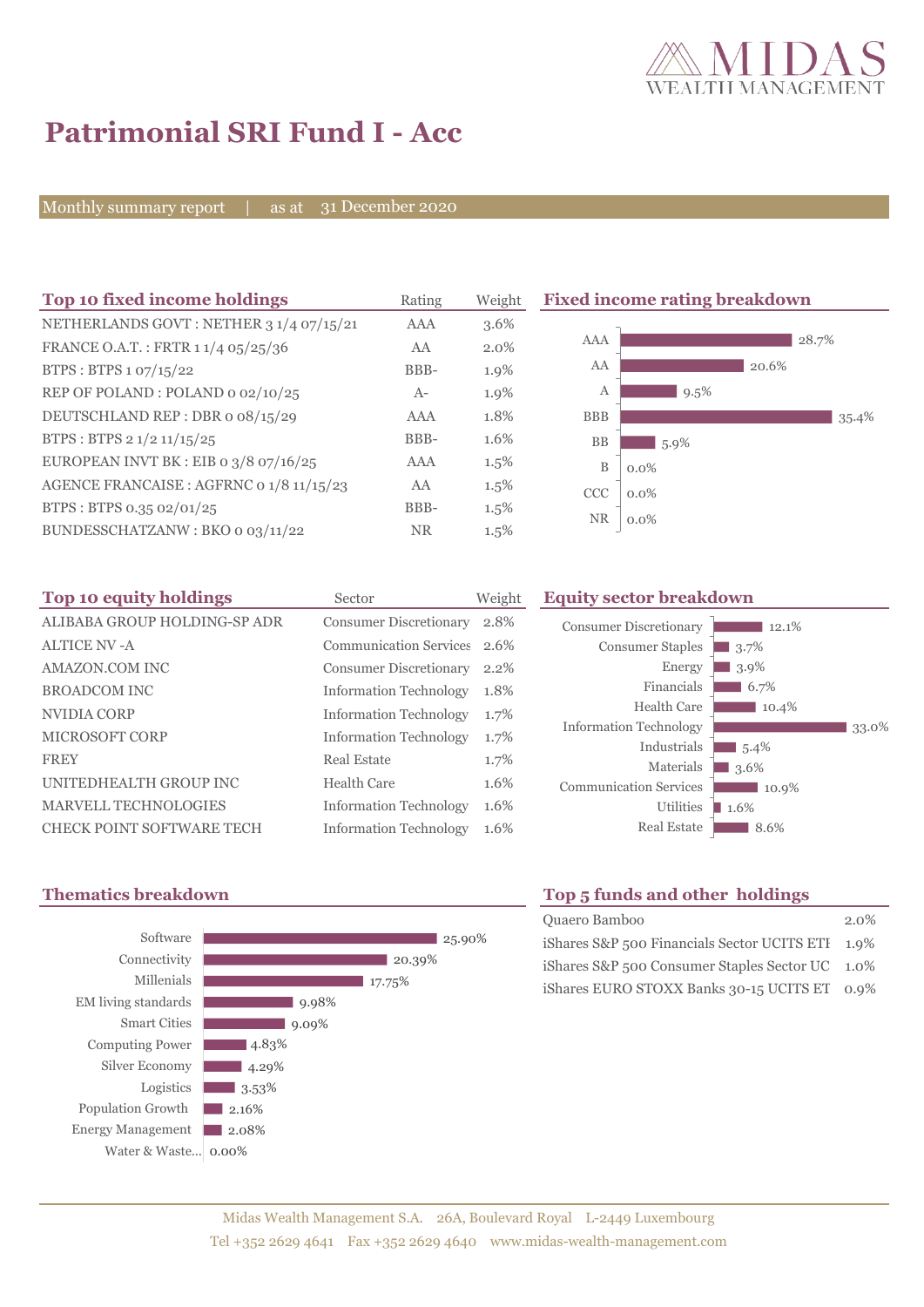# Patrimonial SRI Fund I - Acc

Monthly summary report | as at 31 December 2020

## Top 10 fixed income holdings

| Top 10 fixed income holdings | Rating | Weight |
|---|---|---|
| NETHERLANDS GOVT : NETHER 3 1/4 07/15/21 | AAA | 3.6% |
| FRANCE O.A.T. : FRTR 1 1/4 05/25/36 | AA | 2.0% |
| BTPS : BTPS 1 07/15/22 | BBB- | 1.9% |
| REP OF POLAND : POLAND 0 02/10/25 | A- | 1.9% |
| DEUTSCHLAND REP : DBR 0 08/15/29 | AAA | 1.8% |
| BTPS : BTPS 2 1/2 11/15/25 | BBB- | 1.6% |
| EUROPEAN INVT BK : EIB 0 3/8 07/16/25 | AAA | 1.5% |
| AGENCE FRANCAISE : AGFRNC 0 1/8 11/15/23 | AA | 1.5% |
| BTPS : BTPS 0.35 02/01/25 | BBB- | 1.5% |
| BUNDESSCHATZANW : BKO 0 03/11/22 | NR | 1.5% |

## Fixed income rating breakdown

| Rating | Weight |
|---|---|
| AAA | 28.7% |
| AA | 20.6% |
| A | 9.5% |
| BBB | 35.4% |
| BB | 5.9% |
| B | 0.0% |
| CCC | 0.0% |
| NR | 0.0% |

## Top 10 equity holdings

| Top 10 equity holdings | Sector | Weight |
|---|---|---|
| ALIBABA GROUP HOLDING-SP ADR | Consumer Discretionary | 2.8% |
| ALTICE NV -A | Communication Services | 2.6% |
| AMAZON.COM INC | Consumer Discretionary | 2.2% |
| BROADCOM INC | Information Technology | 1.8% |
| NVIDIA CORP | Information Technology | 1.7% |
| MICROSOFT CORP | Information Technology | 1.7% |
| FREY | Real Estate | 1.7% |
| UNITEDHEALTH GROUP INC | Health Care | 1.6% |
| MARVELL TECHNOLOGIES | Information Technology | 1.6% |
| CHECK POINT SOFTWARE TECH | Information Technology | 1.6% |

## Equity sector breakdown

| Sector | Weight |
|---|---|
| Consumer Discretionary | 12.1% |
| Consumer Staples | 3.7% |
| Energy | 3.9% |
| Financials | 6.7% |
| Health Care | 10.4% |
| Information Technology | 33.0% |
| Industrials | 5.4% |
| Materials | 3.6% |
| Communication Services | 10.9% |
| Utilities | 1.6% |
| Real Estate | 8.6% |

## Thematics breakdown

| Thematic | Weight |
|---|---|
| Software | 25.90% |
| Connectivity | 20.39% |
| Millenials | 17.75% |
| EM living standards | 9.98% |
| Smart Cities | 9.09% |
| Computing Power | 4.83% |
| Silver Economy | 4.29% |
| Logistics | 3.53% |
| Population Growth | 2.16% |
| Energy Management | 2.08% |
| Water & Waste... | 0.00% |

## Top 5 funds and other holdings

| Holding | Weight |
|---|---|
| Quaero Bamboo | 2.0% |
| iShares S&P 500 Financials Sector UCITS ETI | 1.9% |
| iShares S&P 500 Consumer Staples Sector UC | 1.0% |
| iShares EURO STOXX Banks 30-15 UCITS ET | 0.9% |

Midas Wealth Management S.A. 26A, Boulevard Royal L-2449 Luxembourg
Tel +352 2629 4641 Fax +352 2629 4640 www.midas-wealth-management.com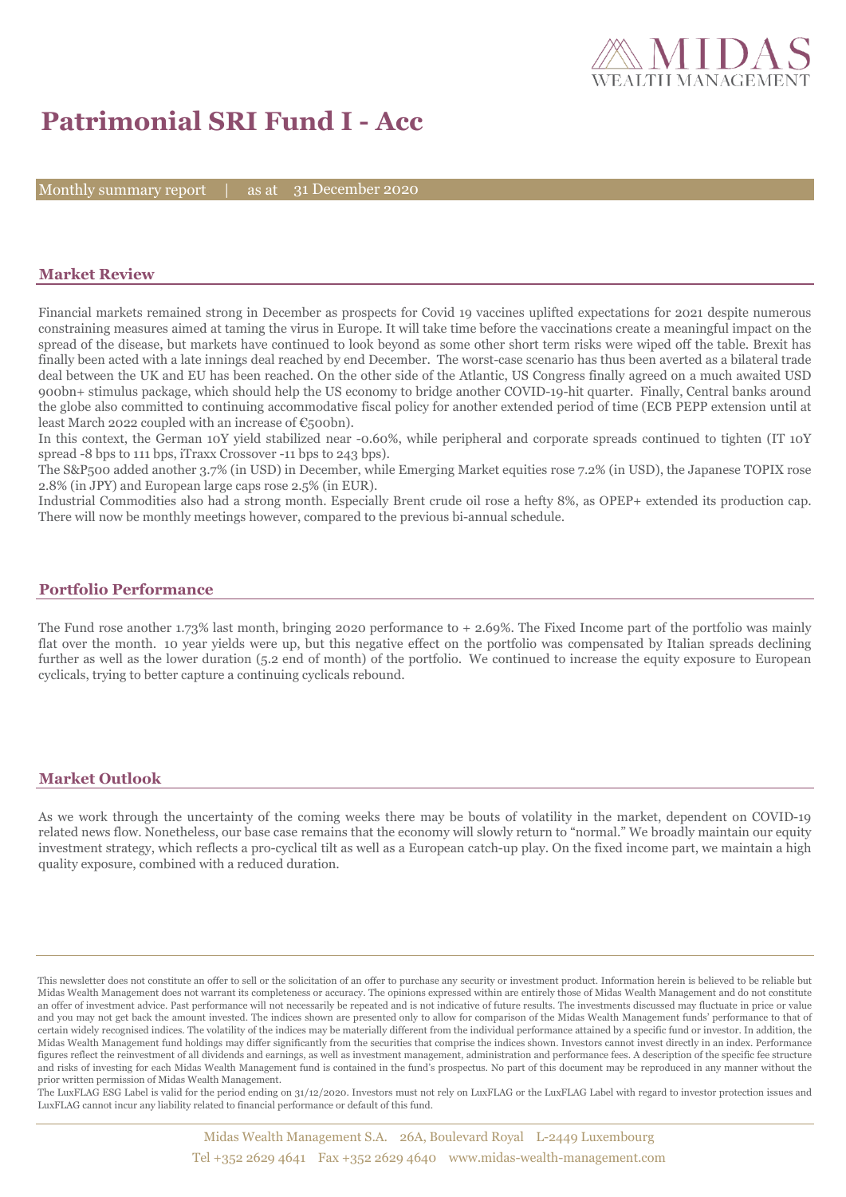# Patrimonial SRI Fund I - Acc

Monthly summary report | as at 31 December 2020

## Market Review

Financial markets remained strong in December as prospects for Covid 19 vaccines uplifted expectations for 2021 despite numerous constraining measures aimed at taming the virus in Europe. It will take time before the vaccinations create a meaningful impact on the spread of the disease, but markets have continued to look beyond as some other short term risks were wiped off the table. Brexit has finally been acted with a late innings deal reached by end December. The worst-case scenario has thus been averted as a bilateral trade deal between the UK and EU has been reached. On the other side of the Atlantic, US Congress finally agreed on a much awaited USD 900bn+ stimulus package, which should help the US economy to bridge another COVID-19-hit quarter. Finally, Central banks around the globe also committed to continuing accommodative fiscal policy for another extended period of time (ECB PEPP extension until at least March 2022 coupled with an increase of €500bn).

In this context, the German 10Y yield stabilized near -0.60%, while peripheral and corporate spreads continued to tighten (IT 10Y spread -8 bps to 111 bps, iTraxx Crossover -11 bps to 243 bps).

The S&P500 added another 3.7% (in USD) in December, while Emerging Market equities rose 7.2% (in USD), the Japanese TOPIX rose 2.8% (in JPY) and European large caps rose 2.5% (in EUR).

Industrial Commodities also had a strong month. Especially Brent crude oil rose a hefty 8%, as OPEP+ extended its production cap. There will now be monthly meetings however, compared to the previous bi-annual schedule.

## Portfolio Performance

The Fund rose another 1.73% last month, bringing 2020 performance to + 2.69%. The Fixed Income part of the portfolio was mainly flat over the month. 10 year yields were up, but this negative effect on the portfolio was compensated by Italian spreads declining further as well as the lower duration (5.2 end of month) of the portfolio. We continued to increase the equity exposure to European cyclicals, trying to better capture a continuing cyclicals rebound.

## Market Outlook

As we work through the uncertainty of the coming weeks there may be bouts of volatility in the market, dependent on COVID-19 related news flow. Nonetheless, our base case remains that the economy will slowly return to "normal." We broadly maintain our equity investment strategy, which reflects a pro-cyclical tilt as well as a European catch-up play. On the fixed income part, we maintain a high quality exposure, combined with a reduced duration.

This newsletter does not constitute an offer to sell or the solicitation of an offer to purchase any security or investment product. Information herein is believed to be reliable but Midas Wealth Management does not warrant its completeness or accuracy. The opinions expressed within are entirely those of Midas Wealth Management and do not constitute an offer of investment advice. Past performance will not necessarily be repeated and is not indicative of future results. The investments discussed may fluctuate in price or value and you may not get back the amount invested. The indices shown are presented only to allow for comparison of the Midas Wealth Management funds' performance to that of certain widely recognised indices. The volatility of the indices may be materially different from the individual performance attained by a specific fund or investor. In addition, the Midas Wealth Management fund holdings may differ significantly from the securities that comprise the indices shown. Investors cannot invest directly in an index. Performance figures reflect the reinvestment of all dividends and earnings, as well as investment management, administration and performance fees. A description of the specific fee structure and risks of investing for each Midas Wealth Management fund is contained in the fund's prospectus. No part of this document may be reproduced in any manner without the prior written permission of Midas Wealth Management.

The LuxFLAG ESG Label is valid for the period ending on 31/12/2020. Investors must not rely on LuxFLAG or the LuxFLAG Label with regard to investor protection issues and LuxFLAG cannot incur any liability related to financial performance or default of this fund.

Midas Wealth Management S.A. 26A, Boulevard Royal L-2449 Luxembourg
Tel +352 2629 4641 Fax +352 2629 4640 www.midas-wealth-management.com